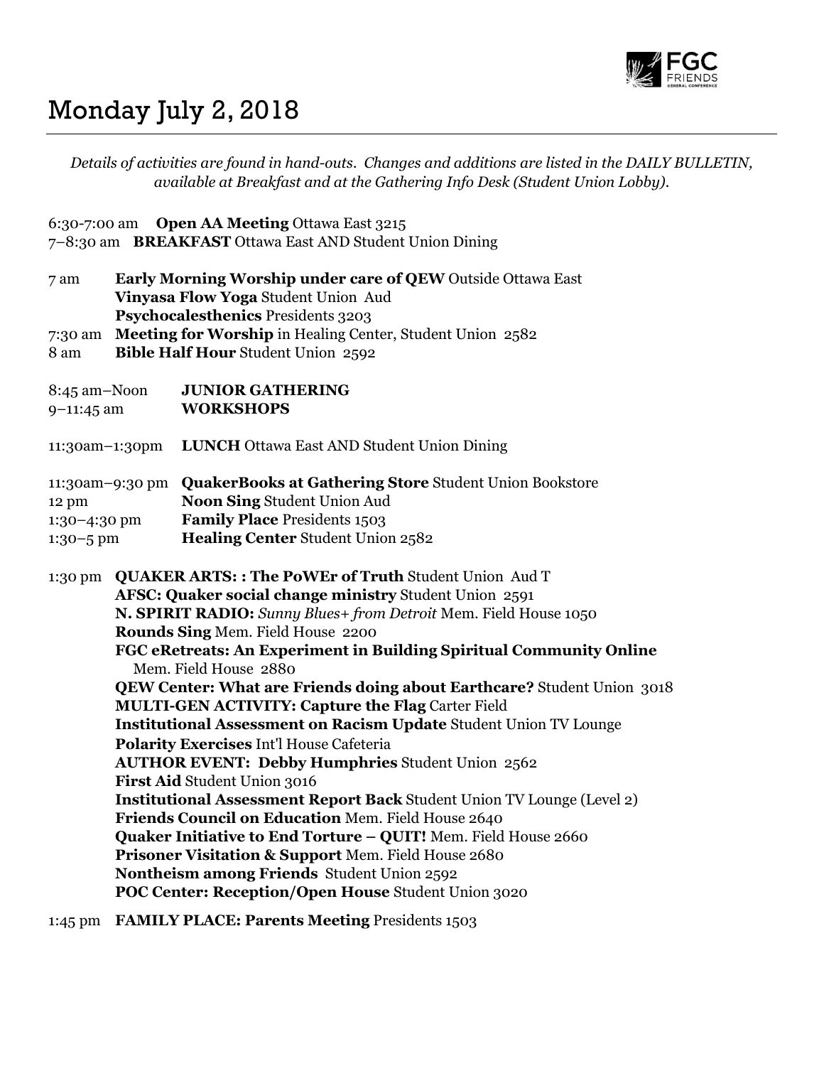# Monday July 2, 2018

*Details of activities are found in hand-outs. Changes and additions are listed in the DAILY BULLETIN, available at Breakfast and at the Gathering Info Desk (Student Union Lobby).*

6:30-7:00 am **Open AA Meeting** Ottawa East 3215
7–8:30 am **BREAKFAST** Ottawa East AND Student Union Dining

7 am **Early Morning Worship under care of QEW** Outside Ottawa East
**Vinyasa Flow Yoga** Student Union Aud
**Psychocalesthenics** Presidents 3203
7:30 am **Meeting for Worship** in Healing Center, Student Union 2582
8 am **Bible Half Hour** Student Union 2592

8:45 am–Noon **JUNIOR GATHERING**
9–11:45 am **WORKSHOPS**

11:30am–1:30pm **LUNCH** Ottawa East AND Student Union Dining

11:30am–9:30 pm **QuakerBooks at Gathering Store** Student Union Bookstore
12 pm **Noon Sing** Student Union Aud
1:30–4:30 pm **Family Place** Presidents 1503
1:30–5 pm **Healing Center** Student Union 2582

1:30 pm **QUAKER ARTS: : The PoWEr of Truth** Student Union Aud T
**AFSC: Quaker social change ministry** Student Union 2591
**N. SPIRIT RADIO:** ***Sunny Blues+ from Detroit*** Mem. Field House 1050
**Rounds Sing** Mem. Field House 2200
**FGC eRetreats: An Experiment in Building Spiritual Community Online** Mem. Field House 2880
**QEW Center: What are Friends doing about Earthcare?** Student Union 3018
**MULTI-GEN ACTIVITY: Capture the Flag** Carter Field
**Institutional Assessment on Racism Update** Student Union TV Lounge
**Polarity Exercises** Int'l House Cafeteria
**AUTHOR EVENT: Debby Humphries** Student Union 2562
**First Aid** Student Union 3016
**Institutional Assessment Report Back** Student Union TV Lounge (Level 2)
**Friends Council on Education** Mem. Field House 2640
**Quaker Initiative to End Torture – QUIT!** Mem. Field House 2660
**Prisoner Visitation & Support** Mem. Field House 2680
**Nontheism among Friends** Student Union 2592
**POC Center: Reception/Open House** Student Union 3020

1:45 pm **FAMILY PLACE: Parents Meeting** Presidents 1503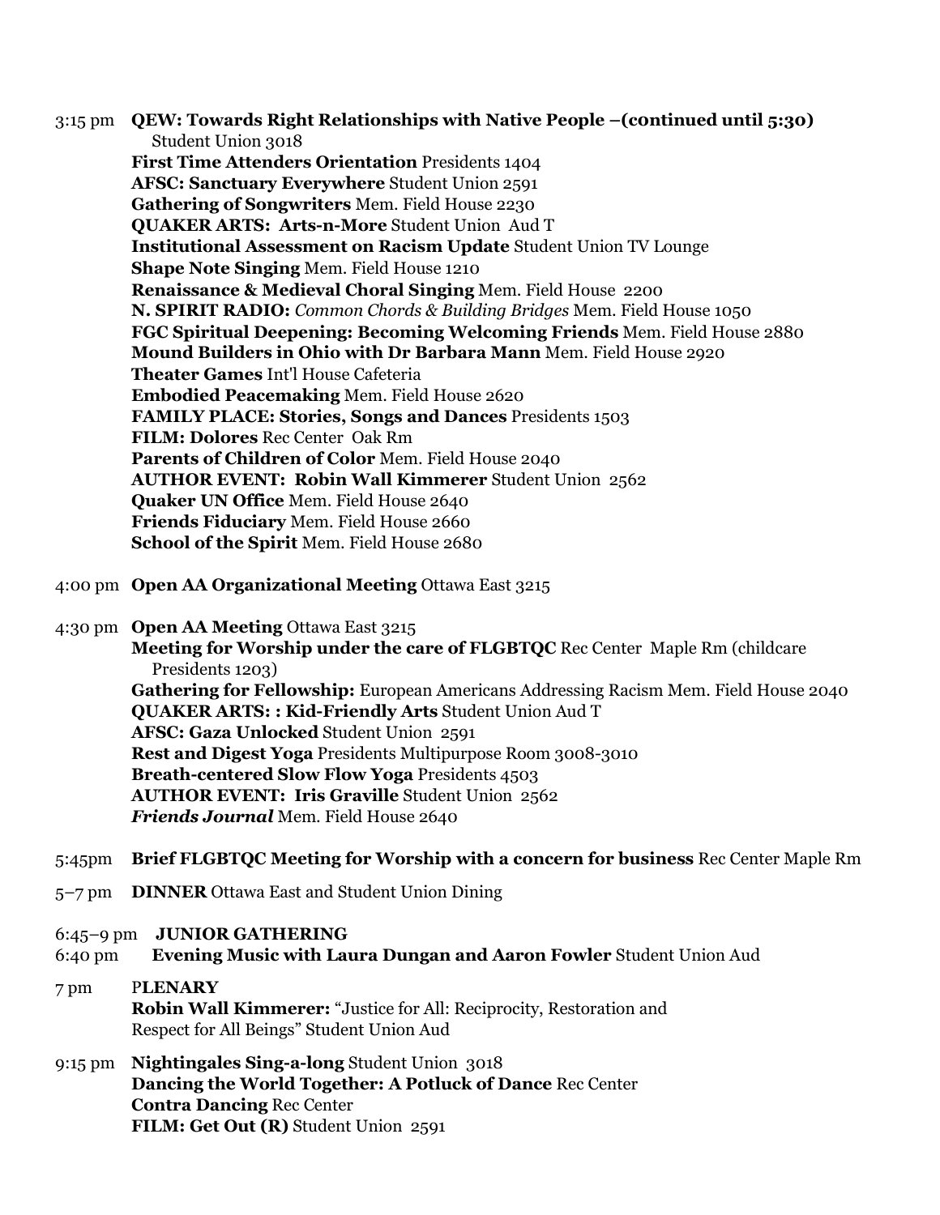3:15 pm **QEW: Towards Right Relationships with Native People –(continued until 5:30)** Student Union 3018
**First Time Attenders Orientation** Presidents 1404
**AFSC: Sanctuary Everywhere** Student Union 2591
**Gathering of Songwriters** Mem. Field House 2230
**QUAKER ARTS: Arts-n-More** Student Union Aud T
**Institutional Assessment on Racism Update** Student Union TV Lounge
**Shape Note Singing** Mem. Field House 1210
**Renaissance & Medieval Choral Singing** Mem. Field House 2200
**N. SPIRIT RADIO:** ***Common Chords & Building Bridges*** Mem. Field House 1050
**FGC Spiritual Deepening: Becoming Welcoming Friends** Mem. Field House 2880
**Mound Builders in Ohio with Dr Barbara Mann** Mem. Field House 2920
**Theater Games** Int'l House Cafeteria
**Embodied Peacemaking** Mem. Field House 2620
**FAMILY PLACE: Stories, Songs and Dances** Presidents 1503
**FILM: Dolores** Rec Center Oak Rm
**Parents of Children of Color** Mem. Field House 2040
**AUTHOR EVENT: Robin Wall Kimmerer** Student Union 2562
**Quaker UN Office** Mem. Field House 2640
**Friends Fiduciary** Mem. Field House 2660
**School of the Spirit** Mem. Field House 2680

4:00 pm **Open AA Organizational Meeting** Ottawa East 3215

4:30 pm **Open AA Meeting** Ottawa East 3215
**Meeting for Worship under the care of FLGBTQC** Rec Center Maple Rm (childcare Presidents 1203)
**Gathering for Fellowship:** European Americans Addressing Racism Mem. Field House 2040
**QUAKER ARTS: : Kid-Friendly Arts** Student Union Aud T
**AFSC: Gaza Unlocked** Student Union 2591
**Rest and Digest Yoga** Presidents Multipurpose Room 3008-3010
**Breath-centered Slow Flow Yoga** Presidents 4503
**AUTHOR EVENT: Iris Graville** Student Union 2562
***Friends Journal*** Mem. Field House 2640

5:45pm **Brief FLGBTQC Meeting for Worship with a concern for business** Rec Center Maple Rm

5–7 pm **DINNER** Ottawa East and Student Union Dining

6:45–9 pm **JUNIOR GATHERING**
6:40 pm **Evening Music with Laura Dungan and Aaron Fowler** Student Union Aud

7 pm P**LENARY**
**Robin Wall Kimmerer:** "Justice for All: Reciprocity, Restoration and Respect for All Beings" Student Union Aud

9:15 pm **Nightingales Sing-a-long** Student Union 3018
**Dancing the World Together: A Potluck of Dance** Rec Center
**Contra Dancing** Rec Center
**FILM: Get Out (R)** Student Union 2591